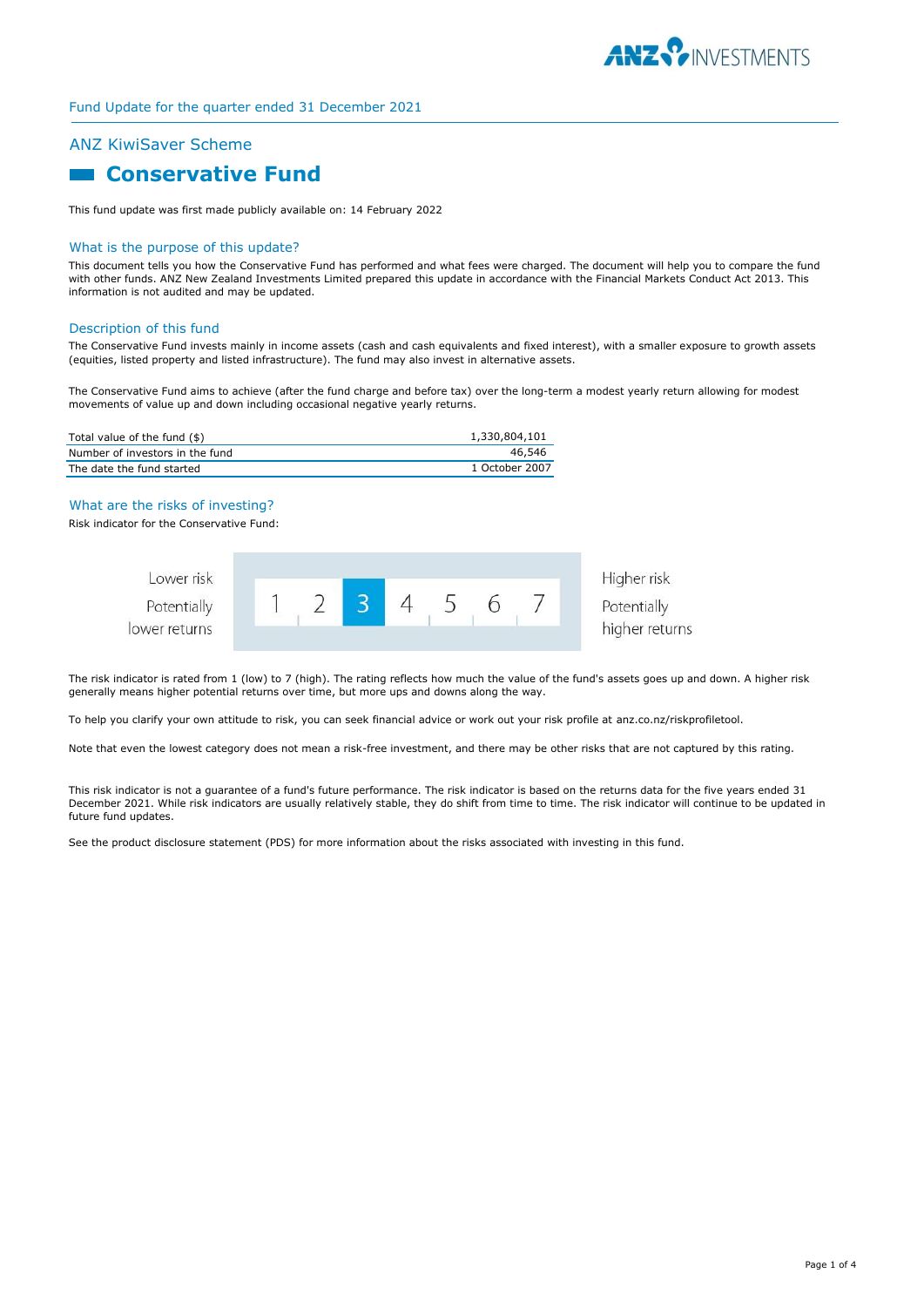Fund Update for the quarter ended 31 December 2021

## ANZ KiwiSaver Scheme

# Conservative Fund

This fund update was first made publicly available on: 14 February 2022

### What is the purpose of this update?

This document tells you how the Conservative Fund has performed and what fees were charged. The document will help you to compare the fund with other funds. ANZ New Zealand Investments Limited prepared this update in accordance with the Financial Markets Conduct Act 2013. This information is not audited and may be updated.

### Description of this fund

The Conservative Fund invests mainly in income assets (cash and cash equivalents and fixed interest), with a smaller exposure to growth assets (equities, listed property and listed infrastructure). The fund may also invest in alternative assets.

The Conservative Fund aims to achieve (after the fund charge and before tax) over the long-term a modest yearly return allowing for modest movements of value up and down including occasional negative yearly returns.

| | |
|---|---|
| Total value of the fund ($) | 1,330,804,101 |
| Number of investors in the fund | 46,546 |
| The date the fund started | 1 October 2007 |

### What are the risks of investing?

Risk indicator for the Conservative Fund:

| Lower risk<br>Potentially lower returns | 1 | 2 | **3** | 4 | 5 | 6 | 7 | Higher risk<br>Potentially higher returns |
|---|---|---|---|---|---|---|---|---|

The risk indicator is rated from 1 (low) to 7 (high). The rating reflects how much the value of the fund's assets goes up and down. A higher risk generally means higher potential returns over time, but more ups and downs along the way.

To help you clarify your own attitude to risk, you can seek financial advice or work out your risk profile at anz.co.nz/riskprofiletool.

Note that even the lowest category does not mean a risk-free investment, and there may be other risks that are not captured by this rating.

This risk indicator is not a guarantee of a fund's future performance. The risk indicator is based on the returns data for the five years ended 31 December 2021. While risk indicators are usually relatively stable, they do shift from time to time. The risk indicator will continue to be updated in future fund updates.

See the product disclosure statement (PDS) for more information about the risks associated with investing in this fund.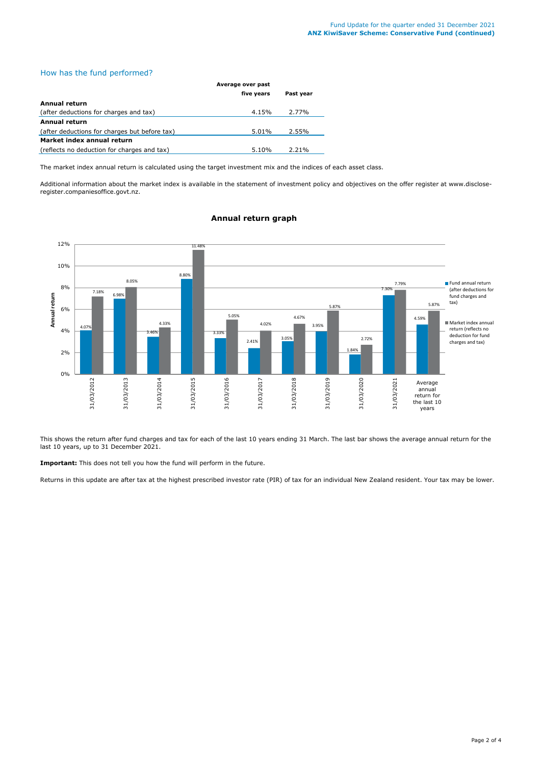## How has the fund performed?

| | Average over past five years | Past year |
|---|---|---|
| **Annual return** | | |
| (after deductions for charges and tax) | 4.15% | 2.77% |
| **Annual return** | | |
| (after deductions for charges but before tax) | 5.01% | 2.55% |
| **Market index annual return** | | |
| (reflects no deduction for charges and tax) | 5.10% | 2.21% |

The market index annual return is calculated using the target investment mix and the indices of each asset class.

Additional information about the market index is available in the statement of investment policy and objectives on the offer register at www.disclose-register.companiesoffice.govt.nz.

### Annual return graph

| | Fund annual return (after deductions for fund charges and tax) | Market index annual return (reflects no deduction for fund charges and tax) |
|---|---|---|
| 31/03/2012 | 4.07% | 7.18% |
| 31/03/2013 | 6.98% | 8.05% |
| 31/03/2014 | 3.46% | 4.33% |
| 31/03/2015 | 8.80% | 11.48% |
| 31/03/2016 | 3.33% | 5.05% |
| 31/03/2017 | 2.41% | 4.02% |
| 31/03/2018 | 3.05% | 4.67% |
| 31/03/2019 | 3.95% | 5.87% |
| 31/03/2020 | 1.84% | 2.72% |
| 31/03/2021 | 7.30% | 7.79% |
| Average annual return for the last 10 years | 4.59% | 5.87% |

This shows the return after fund charges and tax for each of the last 10 years ending 31 March. The last bar shows the average annual return for the last 10 years, up to 31 December 2021.

**Important:** This does not tell you how the fund will perform in the future.

Returns in this update are after tax at the highest prescribed investor rate (PIR) of tax for an individual New Zealand resident. Your tax may be lower.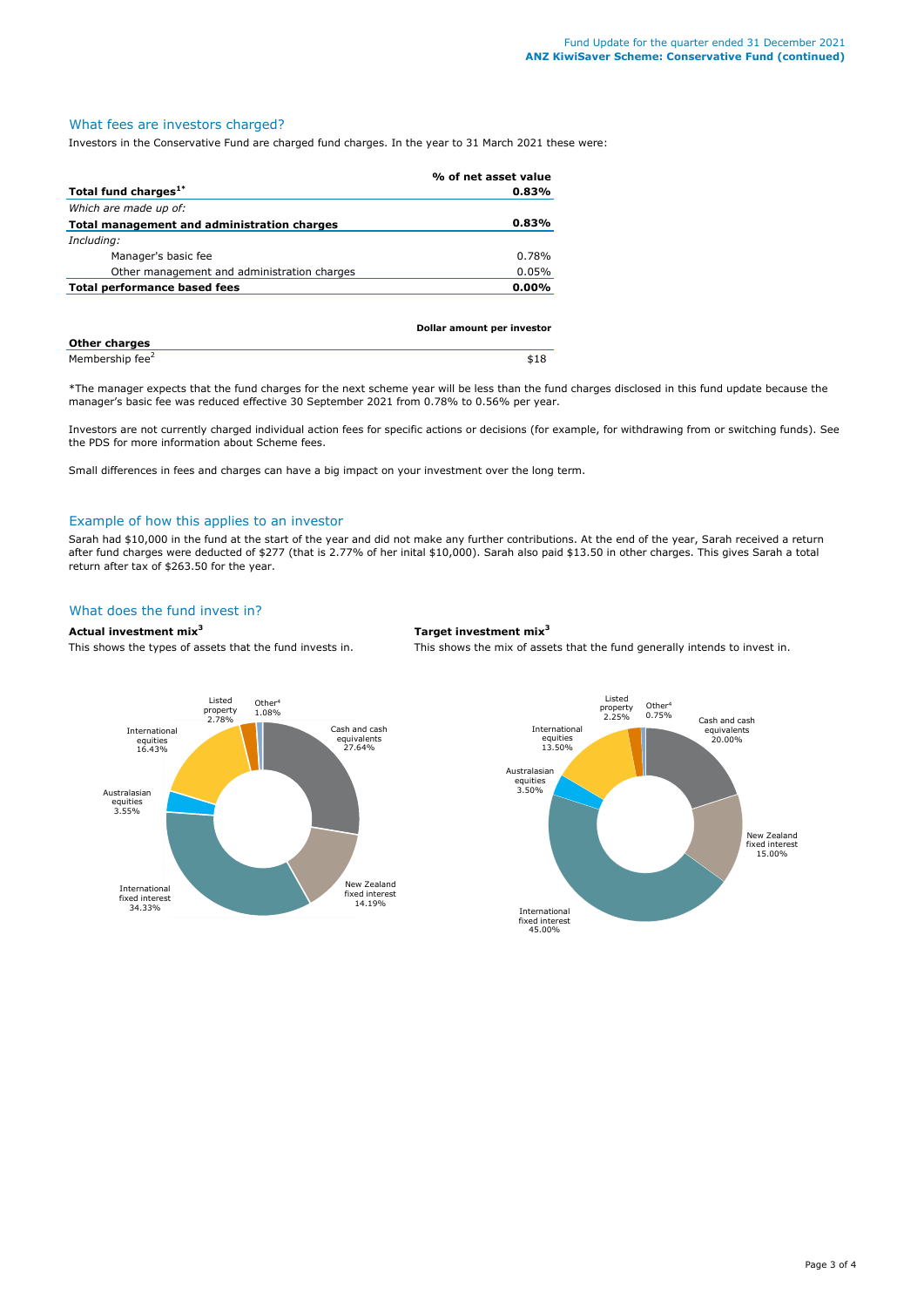## What fees are investors charged?

Investors in the Conservative Fund are charged fund charges. In the year to 31 March 2021 these were:

| | % of net asset value |
|---|---|
| **Total fund charges[1*]** | **0.83%** |
| *Which are made up of:* | |
| **Total management and administration charges** | **0.83%** |
| *Including:* | |
| Manager's basic fee | 0.78% |
| Other management and administration charges | 0.05% |
| **Total performance based fees** | **0.00%** |

| | Dollar amount per investor |
|---|---|
| **Other charges** | |
| Membership fee[2] | $18 |

*The manager expects that the fund charges for the next scheme year will be less than the fund charges disclosed in this fund update because the manager's basic fee was reduced effective 30 September 2021 from 0.78% to 0.56% per year.

Investors are not currently charged individual action fees for specific actions or decisions (for example, for withdrawing from or switching funds). See the PDS for more information about Scheme fees.

Small differences in fees and charges can have a big impact on your investment over the long term.

## Example of how this applies to an investor

Sarah had $10,000 in the fund at the start of the year and did not make any further contributions. At the end of the year, Sarah received a return after fund charges were deducted of $277 (that is 2.77% of her inital $10,000). Sarah also paid $13.50 in other charges. This gives Sarah a total return after tax of $263.50 for the year.

## What does the fund invest in?

**Actual investment mix[3]**

This shows the types of assets that the fund invests in.

| Asset type | % |
|---|---|
| Cash and cash equivalents | 27.64% |
| New Zealand fixed interest | 14.19% |
| International fixed interest | 34.33% |
| Australasian equities | 3.55% |
| International equities | 16.43% |
| Listed property | 2.78% |
| Other[4] | 1.08% |

**Target investment mix[3]**

This shows the mix of assets that the fund generally intends to invest in.

| Asset type | % |
|---|---|
| Cash and cash equivalents | 20.00% |
| New Zealand fixed interest | 15.00% |
| International fixed interest | 45.00% |
| Australasian equities | 3.50% |
| International equities | 13.50% |
| Listed property | 2.25% |
| Other[4] | 0.75% |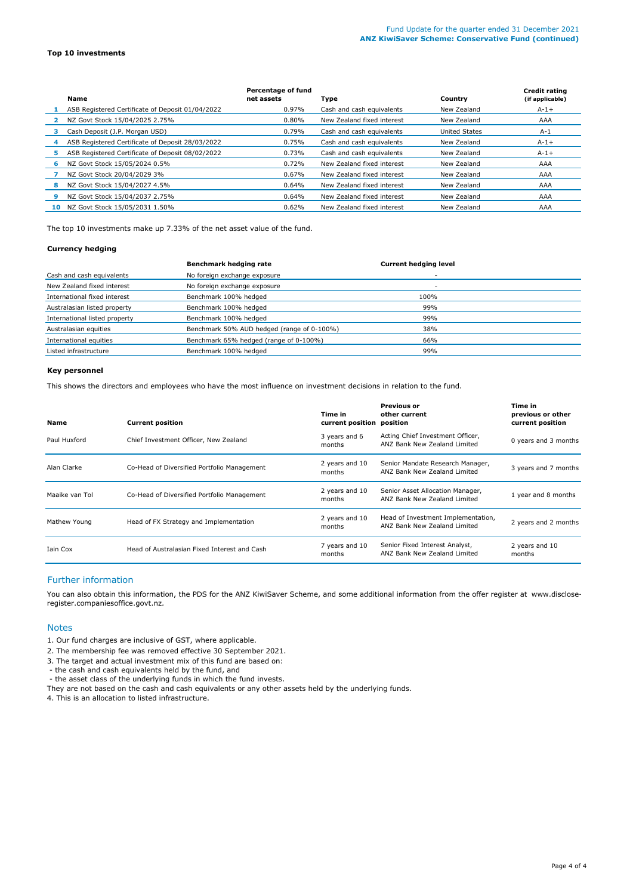### Top 10 investments

| | Name | Percentage of fund net assets | Type | Country | Credit rating (if applicable) |
|---|---|---|---|---|---|
| 1 | ASB Registered Certificate of Deposit 01/04/2022 | 0.97% | Cash and cash equivalents | New Zealand | A-1+ |
| 2 | NZ Govt Stock 15/04/2025 2.75% | 0.80% | New Zealand fixed interest | New Zealand | AAA |
| 3 | Cash Deposit (J.P. Morgan USD) | 0.79% | Cash and cash equivalents | United States | A-1 |
| 4 | ASB Registered Certificate of Deposit 28/03/2022 | 0.75% | Cash and cash equivalents | New Zealand | A-1+ |
| 5 | ASB Registered Certificate of Deposit 08/02/2022 | 0.73% | Cash and cash equivalents | New Zealand | A-1+ |
| 6 | NZ Govt Stock 15/05/2024 0.5% | 0.72% | New Zealand fixed interest | New Zealand | AAA |
| 7 | NZ Govt Stock 20/04/2029 3% | 0.67% | New Zealand fixed interest | New Zealand | AAA |
| 8 | NZ Govt Stock 15/04/2027 4.5% | 0.64% | New Zealand fixed interest | New Zealand | AAA |
| 9 | NZ Govt Stock 15/04/2037 2.75% | 0.64% | New Zealand fixed interest | New Zealand | AAA |
| 10 | NZ Govt Stock 15/05/2031 1.50% | 0.62% | New Zealand fixed interest | New Zealand | AAA |

The top 10 investments make up 7.33% of the net asset value of the fund.

### Currency hedging

| | Benchmark hedging rate | Current hedging level |
|---|---|---|
| Cash and cash equivalents | No foreign exchange exposure | - |
| New Zealand fixed interest | No foreign exchange exposure | - |
| International fixed interest | Benchmark 100% hedged | 100% |
| Australasian listed property | Benchmark 100% hedged | 99% |
| International listed property | Benchmark 100% hedged | 99% |
| Australasian equities | Benchmark 50% AUD hedged (range of 0-100%) | 38% |
| International equities | Benchmark 65% hedged (range of 0-100%) | 66% |
| Listed infrastructure | Benchmark 100% hedged | 99% |

### Key personnel

This shows the directors and employees who have the most influence on investment decisions in relation to the fund.

| Name | Current position | Time in current position | Previous or other current position | Time in previous or other current position |
|---|---|---|---|---|
| Paul Huxford | Chief Investment Officer, New Zealand | 3 years and 6 months | Acting Chief Investment Officer, ANZ Bank New Zealand Limited | 0 years and 3 months |
| Alan Clarke | Co-Head of Diversified Portfolio Management | 2 years and 10 months | Senior Mandate Research Manager, ANZ Bank New Zealand Limited | 3 years and 7 months |
| Maaike van Tol | Co-Head of Diversified Portfolio Management | 2 years and 10 months | Senior Asset Allocation Manager, ANZ Bank New Zealand Limited | 1 year and 8 months |
| Mathew Young | Head of FX Strategy and Implementation | 2 years and 10 months | Head of Investment Implementation, ANZ Bank New Zealand Limited | 2 years and 2 months |
| Iain Cox | Head of Australasian Fixed Interest and Cash | 7 years and 10 months | Senior Fixed Interest Analyst, ANZ Bank New Zealand Limited | 2 years and 10 months |

## Further information

You can also obtain this information, the PDS for the ANZ KiwiSaver Scheme, and some additional information from the offer register at www.disclose-register.companiesoffice.govt.nz.

## Notes

1. Our fund charges are inclusive of GST, where applicable.
2. The membership fee was removed effective 30 September 2021.
3. The target and actual investment mix of this fund are based on:
 - the cash and cash equivalents held by the fund, and
 - the asset class of the underlying funds in which the fund invests.

They are not based on the cash and cash equivalents or any other assets held by the underlying funds.

4. This is an allocation to listed infrastructure.